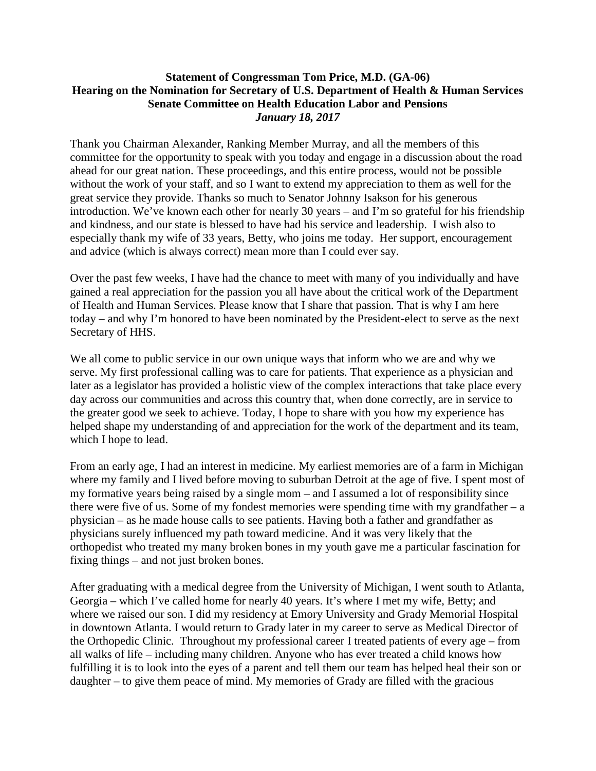**Statement of Congressman Tom Price, M.D. (GA-06)**
**Hearing on the Nomination for Secretary of U.S. Department of Health & Human Services**
**Senate Committee on Health Education Labor and Pensions**
***January 18, 2017***

Thank you Chairman Alexander, Ranking Member Murray, and all the members of this committee for the opportunity to speak with you today and engage in a discussion about the road ahead for our great nation. These proceedings, and this entire process, would not be possible without the work of your staff, and so I want to extend my appreciation to them as well for the great service they provide. Thanks so much to Senator Johnny Isakson for his generous introduction. We've known each other for nearly 30 years – and I'm so grateful for his friendship and kindness, and our state is blessed to have had his service and leadership. I wish also to especially thank my wife of 33 years, Betty, who joins me today. Her support, encouragement and advice (which is always correct) mean more than I could ever say.

Over the past few weeks, I have had the chance to meet with many of you individually and have gained a real appreciation for the passion you all have about the critical work of the Department of Health and Human Services. Please know that I share that passion. That is why I am here today – and why I'm honored to have been nominated by the President-elect to serve as the next Secretary of HHS.

We all come to public service in our own unique ways that inform who we are and why we serve. My first professional calling was to care for patients. That experience as a physician and later as a legislator has provided a holistic view of the complex interactions that take place every day across our communities and across this country that, when done correctly, are in service to the greater good we seek to achieve. Today, I hope to share with you how my experience has helped shape my understanding of and appreciation for the work of the department and its team, which I hope to lead.

From an early age, I had an interest in medicine. My earliest memories are of a farm in Michigan where my family and I lived before moving to suburban Detroit at the age of five. I spent most of my formative years being raised by a single mom – and I assumed a lot of responsibility since there were five of us. Some of my fondest memories were spending time with my grandfather – a physician – as he made house calls to see patients. Having both a father and grandfather as physicians surely influenced my path toward medicine. And it was very likely that the orthopedist who treated my many broken bones in my youth gave me a particular fascination for fixing things – and not just broken bones.

After graduating with a medical degree from the University of Michigan, I went south to Atlanta, Georgia – which I've called home for nearly 40 years. It's where I met my wife, Betty; and where we raised our son. I did my residency at Emory University and Grady Memorial Hospital in downtown Atlanta. I would return to Grady later in my career to serve as Medical Director of the Orthopedic Clinic. Throughout my professional career I treated patients of every age – from all walks of life – including many children. Anyone who has ever treated a child knows how fulfilling it is to look into the eyes of a parent and tell them our team has helped heal their son or daughter – to give them peace of mind. My memories of Grady are filled with the gracious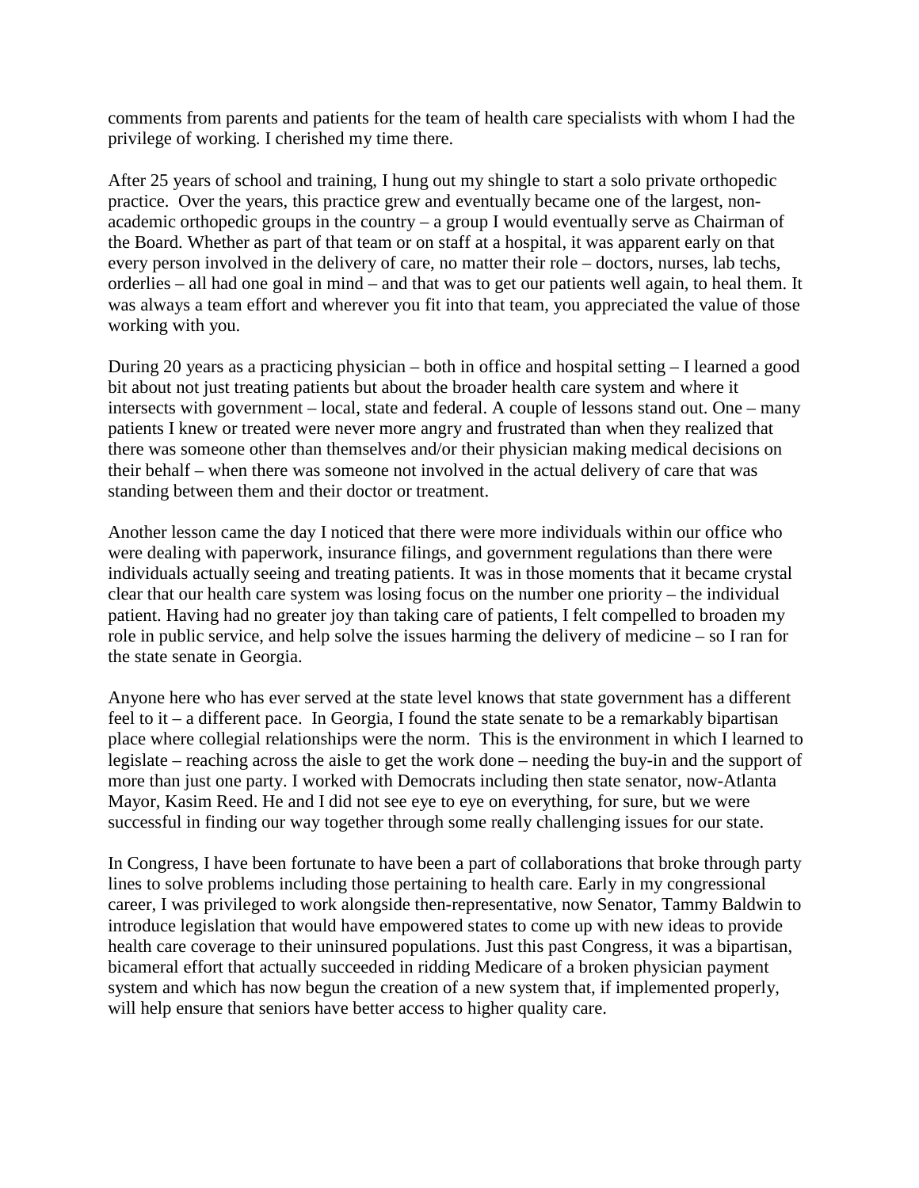comments from parents and patients for the team of health care specialists with whom I had the privilege of working. I cherished my time there.

After 25 years of school and training, I hung out my shingle to start a solo private orthopedic practice. Over the years, this practice grew and eventually became one of the largest, non-academic orthopedic groups in the country – a group I would eventually serve as Chairman of the Board. Whether as part of that team or on staff at a hospital, it was apparent early on that every person involved in the delivery of care, no matter their role – doctors, nurses, lab techs, orderlies – all had one goal in mind – and that was to get our patients well again, to heal them. It was always a team effort and wherever you fit into that team, you appreciated the value of those working with you.

During 20 years as a practicing physician – both in office and hospital setting – I learned a good bit about not just treating patients but about the broader health care system and where it intersects with government – local, state and federal. A couple of lessons stand out. One – many patients I knew or treated were never more angry and frustrated than when they realized that there was someone other than themselves and/or their physician making medical decisions on their behalf – when there was someone not involved in the actual delivery of care that was standing between them and their doctor or treatment.

Another lesson came the day I noticed that there were more individuals within our office who were dealing with paperwork, insurance filings, and government regulations than there were individuals actually seeing and treating patients. It was in those moments that it became crystal clear that our health care system was losing focus on the number one priority – the individual patient. Having had no greater joy than taking care of patients, I felt compelled to broaden my role in public service, and help solve the issues harming the delivery of medicine – so I ran for the state senate in Georgia.

Anyone here who has ever served at the state level knows that state government has a different feel to it – a different pace. In Georgia, I found the state senate to be a remarkably bipartisan place where collegial relationships were the norm. This is the environment in which I learned to legislate – reaching across the aisle to get the work done – needing the buy-in and the support of more than just one party. I worked with Democrats including then state senator, now-Atlanta Mayor, Kasim Reed. He and I did not see eye to eye on everything, for sure, but we were successful in finding our way together through some really challenging issues for our state.

In Congress, I have been fortunate to have been a part of collaborations that broke through party lines to solve problems including those pertaining to health care. Early in my congressional career, I was privileged to work alongside then-representative, now Senator, Tammy Baldwin to introduce legislation that would have empowered states to come up with new ideas to provide health care coverage to their uninsured populations. Just this past Congress, it was a bipartisan, bicameral effort that actually succeeded in ridding Medicare of a broken physician payment system and which has now begun the creation of a new system that, if implemented properly, will help ensure that seniors have better access to higher quality care.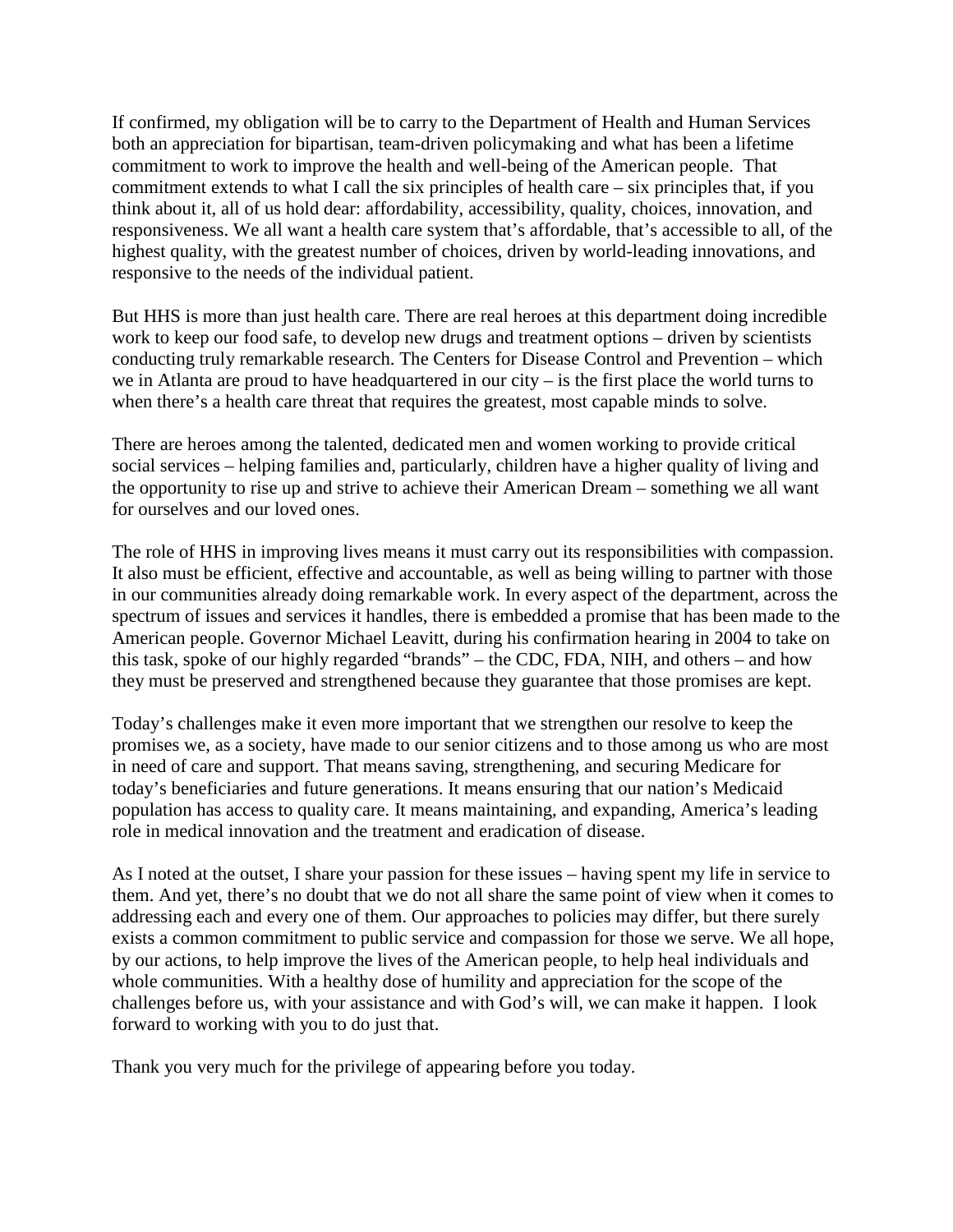If confirmed, my obligation will be to carry to the Department of Health and Human Services both an appreciation for bipartisan, team-driven policymaking and what has been a lifetime commitment to work to improve the health and well-being of the American people. That commitment extends to what I call the six principles of health care – six principles that, if you think about it, all of us hold dear: affordability, accessibility, quality, choices, innovation, and responsiveness. We all want a health care system that's affordable, that's accessible to all, of the highest quality, with the greatest number of choices, driven by world-leading innovations, and responsive to the needs of the individual patient.

But HHS is more than just health care. There are real heroes at this department doing incredible work to keep our food safe, to develop new drugs and treatment options – driven by scientists conducting truly remarkable research. The Centers for Disease Control and Prevention – which we in Atlanta are proud to have headquartered in our city – is the first place the world turns to when there's a health care threat that requires the greatest, most capable minds to solve.

There are heroes among the talented, dedicated men and women working to provide critical social services – helping families and, particularly, children have a higher quality of living and the opportunity to rise up and strive to achieve their American Dream – something we all want for ourselves and our loved ones.

The role of HHS in improving lives means it must carry out its responsibilities with compassion. It also must be efficient, effective and accountable, as well as being willing to partner with those in our communities already doing remarkable work. In every aspect of the department, across the spectrum of issues and services it handles, there is embedded a promise that has been made to the American people. Governor Michael Leavitt, during his confirmation hearing in 2004 to take on this task, spoke of our highly regarded "brands" – the CDC, FDA, NIH, and others – and how they must be preserved and strengthened because they guarantee that those promises are kept.

Today's challenges make it even more important that we strengthen our resolve to keep the promises we, as a society, have made to our senior citizens and to those among us who are most in need of care and support. That means saving, strengthening, and securing Medicare for today's beneficiaries and future generations. It means ensuring that our nation's Medicaid population has access to quality care. It means maintaining, and expanding, America's leading role in medical innovation and the treatment and eradication of disease.

As I noted at the outset, I share your passion for these issues – having spent my life in service to them. And yet, there's no doubt that we do not all share the same point of view when it comes to addressing each and every one of them. Our approaches to policies may differ, but there surely exists a common commitment to public service and compassion for those we serve. We all hope, by our actions, to help improve the lives of the American people, to help heal individuals and whole communities. With a healthy dose of humility and appreciation for the scope of the challenges before us, with your assistance and with God's will, we can make it happen. I look forward to working with you to do just that.

Thank you very much for the privilege of appearing before you today.